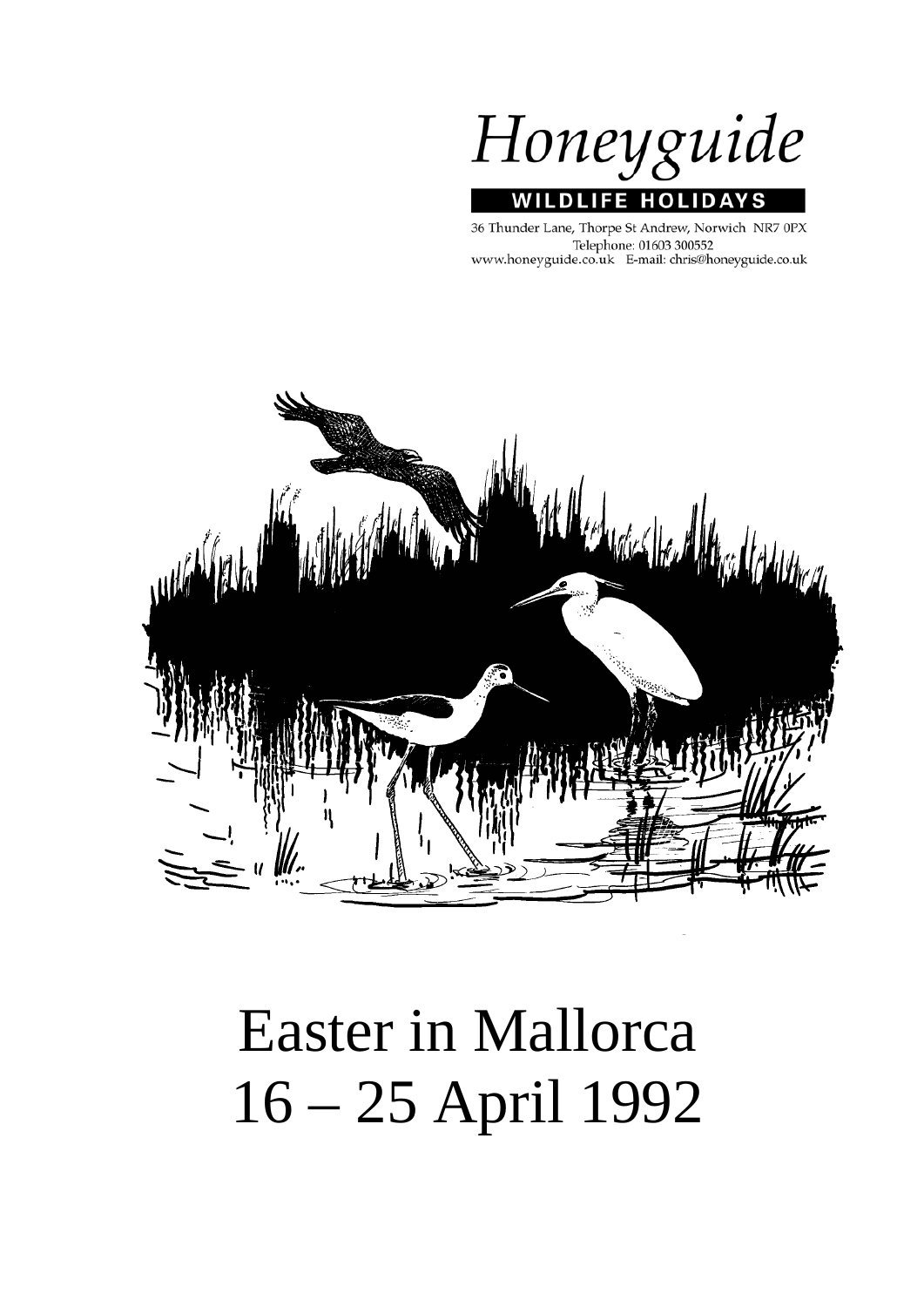# Honeyguide

**WILDLIFE HOLIDAYS**

36 Thunder Lane, Thorpe St Andrew, Norwich NR7 0PX
Telephone: 01603 300552
www.honeyguide.co.uk E-mail: chris@honeyguide.co.uk

# Easter in Mallorca
# 16 – 25 April 1992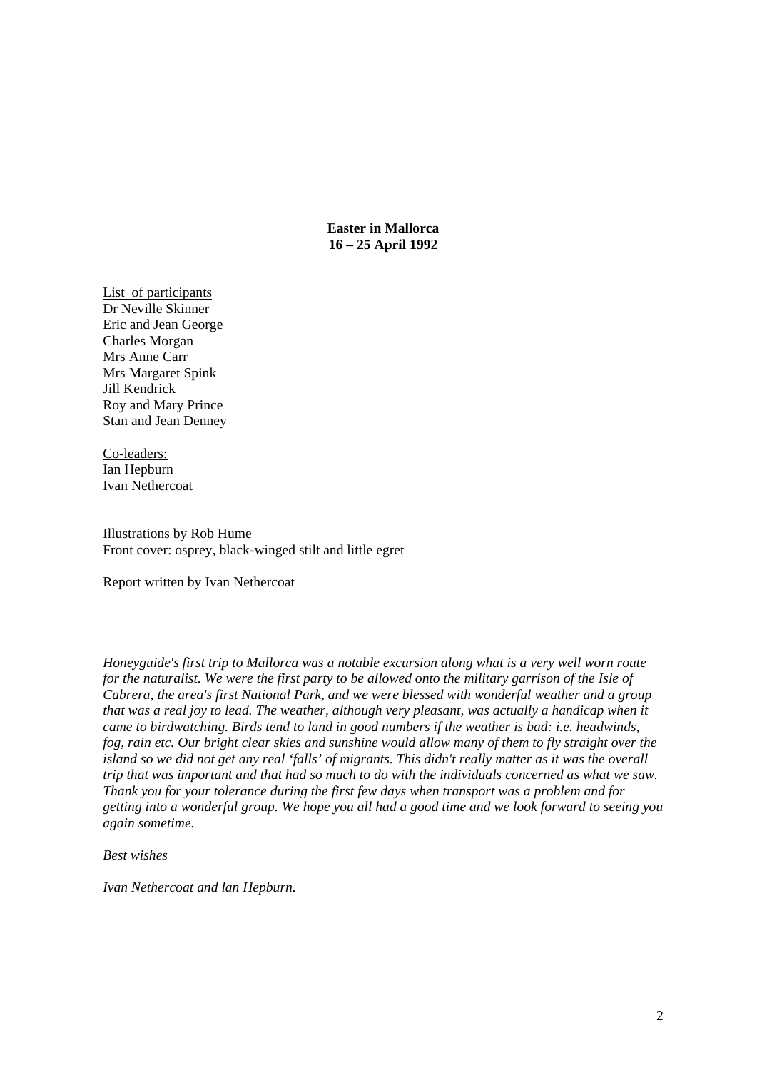**Easter in Mallorca**
**16 – 25 April 1992**

List of participants
Dr Neville Skinner
Eric and Jean George
Charles Morgan
Mrs Anne Carr
Mrs Margaret Spink
Jill Kendrick
Roy and Mary Prince
Stan and Jean Denney

Co-leaders:
Ian Hepburn
Ivan Nethercoat

Illustrations by Rob Hume
Front cover: osprey, black-winged stilt and little egret

Report written by Ivan Nethercoat

*Honeyguide's first trip to Mallorca was a notable excursion along what is a very well worn route for the naturalist. We were the first party to be allowed onto the military garrison of the Isle of Cabrera, the area's first National Park, and we were blessed with wonderful weather and a group that was a real joy to lead. The weather, although very pleasant, was actually a handicap when it came to birdwatching. Birds tend to land in good numbers if the weather is bad: i.e. headwinds, fog, rain etc. Our bright clear skies and sunshine would allow many of them to fly straight over the island so we did not get any real 'falls' of migrants. This didn't really matter as it was the overall trip that was important and that had so much to do with the individuals concerned as what we saw. Thank you for your tolerance during the first few days when transport was a problem and for getting into a wonderful group. We hope you all had a good time and we look forward to seeing you again sometime.*

*Best wishes*

*Ivan Nethercoat and lan Hepburn.*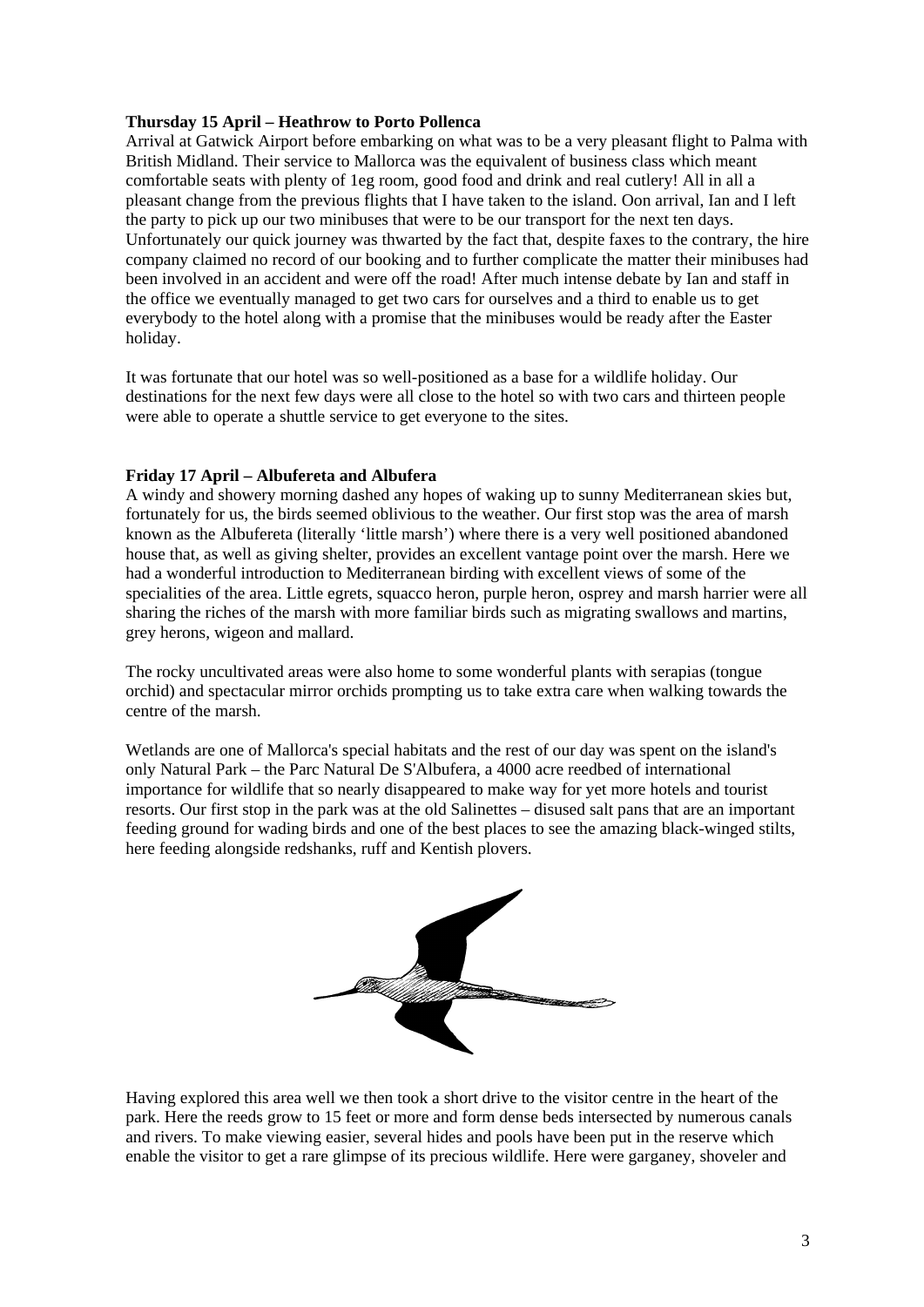**Thursday 15 April – Heathrow to Porto Pollenca**

Arrival at Gatwick Airport before embarking on what was to be a very pleasant flight to Palma with British Midland. Their service to Mallorca was the equivalent of business class which meant comfortable seats with plenty of 1eg room, good food and drink and real cutlery! All in all a pleasant change from the previous flights that I have taken to the island. Oon arrival, Ian and I left the party to pick up our two minibuses that were to be our transport for the next ten days. Unfortunately our quick journey was thwarted by the fact that, despite faxes to the contrary, the hire company claimed no record of our booking and to further complicate the matter their minibuses had been involved in an accident and were off the road! After much intense debate by Ian and staff in the office we eventually managed to get two cars for ourselves and a third to enable us to get everybody to the hotel along with a promise that the minibuses would be ready after the Easter holiday.

It was fortunate that our hotel was so well-positioned as a base for a wildlife holiday. Our destinations for the next few days were all close to the hotel so with two cars and thirteen people were able to operate a shuttle service to get everyone to the sites.

**Friday 17 April – Albufereta and Albufera**

A windy and showery morning dashed any hopes of waking up to sunny Mediterranean skies but, fortunately for us, the birds seemed oblivious to the weather. Our first stop was the area of marsh known as the Albufereta (literally 'little marsh') where there is a very well positioned abandoned house that, as well as giving shelter, provides an excellent vantage point over the marsh. Here we had a wonderful introduction to Mediterranean birding with excellent views of some of the specialities of the area. Little egrets, squacco heron, purple heron, osprey and marsh harrier were all sharing the riches of the marsh with more familiar birds such as migrating swallows and martins, grey herons, wigeon and mallard.

The rocky uncultivated areas were also home to some wonderful plants with serapias (tongue orchid) and spectacular mirror orchids prompting us to take extra care when walking towards the centre of the marsh.

Wetlands are one of Mallorca's special habitats and the rest of our day was spent on the island's only Natural Park – the Parc Natural De S'Albufera, a 4000 acre reedbed of international importance for wildlife that so nearly disappeared to make way for yet more hotels and tourist resorts. Our first stop in the park was at the old Salinettes – disused salt pans that are an important feeding ground for wading birds and one of the best places to see the amazing black-winged stilts, here feeding alongside redshanks, ruff and Kentish plovers.

Having explored this area well we then took a short drive to the visitor centre in the heart of the park. Here the reeds grow to 15 feet or more and form dense beds intersected by numerous canals and rivers. To make viewing easier, several hides and pools have been put in the reserve which enable the visitor to get a rare glimpse of its precious wildlife. Here were garganey, shoveler and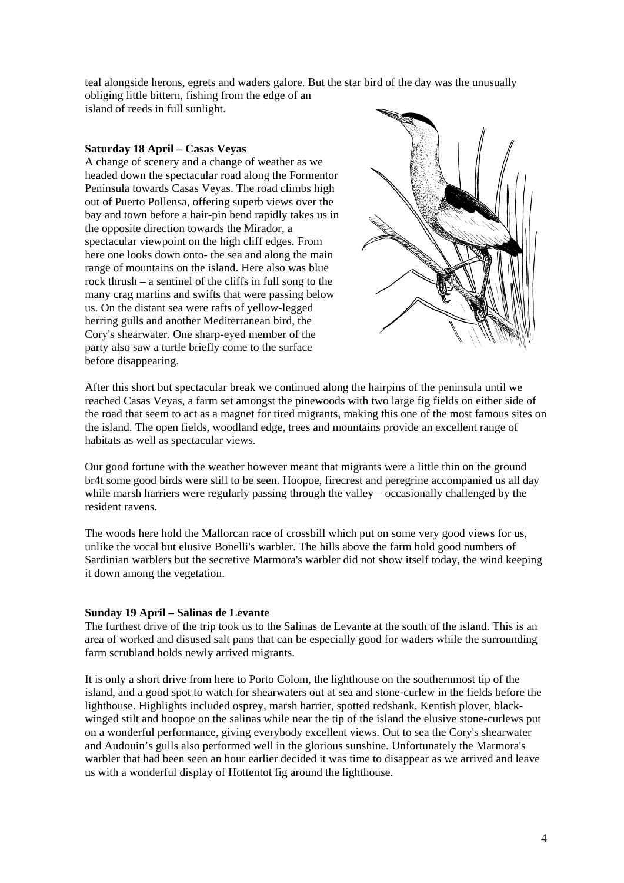teal alongside herons, egrets and waders galore. But the star bird of the day was the unusually obliging little bittern, fishing from the edge of an island of reeds in full sunlight.

**Saturday 18 April – Casas Veyas**

A change of scenery and a change of weather as we headed down the spectacular road along the Formentor Peninsula towards Casas Veyas. The road climbs high out of Puerto Pollensa, offering superb views over the bay and town before a hair-pin bend rapidly takes us in the opposite direction towards the Mirador, a spectacular viewpoint on the high cliff edges. From here one looks down onto- the sea and along the main range of mountains on the island. Here also was blue rock thrush – a sentinel of the cliffs in full song to the many crag martins and swifts that were passing below us. On the distant sea were rafts of yellow-legged herring gulls and another Mediterranean bird, the Cory's shearwater. One sharp-eyed member of the party also saw a turtle briefly come to the surface before disappearing.

After this short but spectacular break we continued along the hairpins of the peninsula until we reached Casas Veyas, a farm set amongst the pinewoods with two large fig fields on either side of the road that seem to act as a magnet for tired migrants, making this one of the most famous sites on the island. The open fields, woodland edge, trees and mountains provide an excellent range of habitats as well as spectacular views.

Our good fortune with the weather however meant that migrants were a little thin on the ground br4t some good birds were still to be seen. Hoopoe, firecrest and peregrine accompanied us all day while marsh harriers were regularly passing through the valley – occasionally challenged by the resident ravens.

The woods here hold the Mallorcan race of crossbill which put on some very good views for us, unlike the vocal but elusive Bonelli's warbler. The hills above the farm hold good numbers of Sardinian warblers but the secretive Marmora's warbler did not show itself today, the wind keeping it down among the vegetation.

**Sunday 19 April – Salinas de Levante**

The furthest drive of the trip took us to the Salinas de Levante at the south of the island. This is an area of worked and disused salt pans that can be especially good for waders while the surrounding farm scrubland holds newly arrived migrants.

It is only a short drive from here to Porto Colom, the lighthouse on the southernmost tip of the island, and a good spot to watch for shearwaters out at sea and stone-curlew in the fields before the lighthouse. Highlights included osprey, marsh harrier, spotted redshank, Kentish plover, black-winged stilt and hoopoe on the salinas while near the tip of the island the elusive stone-curlews put on a wonderful performance, giving everybody excellent views. Out to sea the Cory's shearwater and Audouin's gulls also performed well in the glorious sunshine. Unfortunately the Marmora's warbler that had been seen an hour earlier decided it was time to disappear as we arrived and leave us with a wonderful display of Hottentot fig around the lighthouse.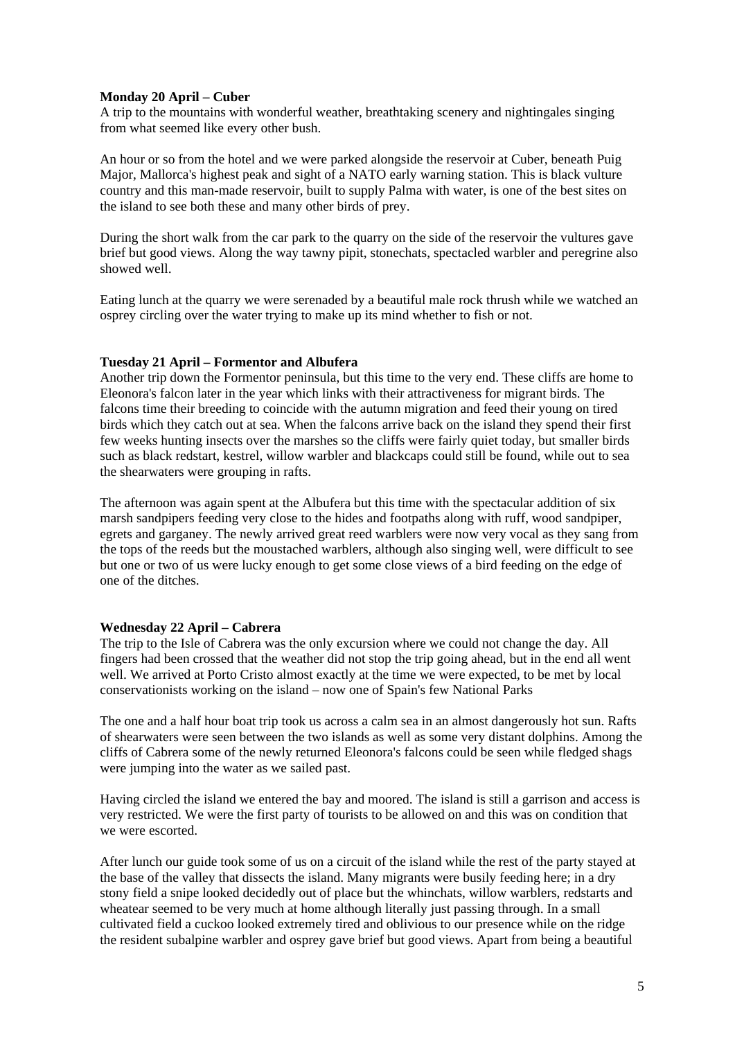**Monday 20 April – Cuber**

A trip to the mountains with wonderful weather, breathtaking scenery and nightingales singing from what seemed like every other bush.

An hour or so from the hotel and we were parked alongside the reservoir at Cuber, beneath Puig Major, Mallorca's highest peak and sight of a NATO early warning station. This is black vulture country and this man-made reservoir, built to supply Palma with water, is one of the best sites on the island to see both these and many other birds of prey.

During the short walk from the car park to the quarry on the side of the reservoir the vultures gave brief but good views. Along the way tawny pipit, stonechats, spectacled warbler and peregrine also showed well.

Eating lunch at the quarry we were serenaded by a beautiful male rock thrush while we watched an osprey circling over the water trying to make up its mind whether to fish or not.

**Tuesday 21 April – Formentor and Albufera**

Another trip down the Formentor peninsula, but this time to the very end. These cliffs are home to Eleonora's falcon later in the year which links with their attractiveness for migrant birds. The falcons time their breeding to coincide with the autumn migration and feed their young on tired birds which they catch out at sea. When the falcons arrive back on the island they spend their first few weeks hunting insects over the marshes so the cliffs were fairly quiet today, but smaller birds such as black redstart, kestrel, willow warbler and blackcaps could still be found, while out to sea the shearwaters were grouping in rafts.

The afternoon was again spent at the Albufera but this time with the spectacular addition of six marsh sandpipers feeding very close to the hides and footpaths along with ruff, wood sandpiper, egrets and garganey. The newly arrived great reed warblers were now very vocal as they sang from the tops of the reeds but the moustached warblers, although also singing well, were difficult to see but one or two of us were lucky enough to get some close views of a bird feeding on the edge of one of the ditches.

**Wednesday 22 April – Cabrera**

The trip to the Isle of Cabrera was the only excursion where we could not change the day. All fingers had been crossed that the weather did not stop the trip going ahead, but in the end all went well. We arrived at Porto Cristo almost exactly at the time we were expected, to be met by local conservationists working on the island – now one of Spain's few National Parks

The one and a half hour boat trip took us across a calm sea in an almost dangerously hot sun. Rafts of shearwaters were seen between the two islands as well as some very distant dolphins. Among the cliffs of Cabrera some of the newly returned Eleonora's falcons could be seen while fledged shags were jumping into the water as we sailed past.

Having circled the island we entered the bay and moored. The island is still a garrison and access is very restricted. We were the first party of tourists to be allowed on and this was on condition that we were escorted.

After lunch our guide took some of us on a circuit of the island while the rest of the party stayed at the base of the valley that dissects the island. Many migrants were busily feeding here; in a dry stony field a snipe looked decidedly out of place but the whinchats, willow warblers, redstarts and wheatear seemed to be very much at home although literally just passing through. In a small cultivated field a cuckoo looked extremely tired and oblivious to our presence while on the ridge the resident subalpine warbler and osprey gave brief but good views. Apart from being a beautiful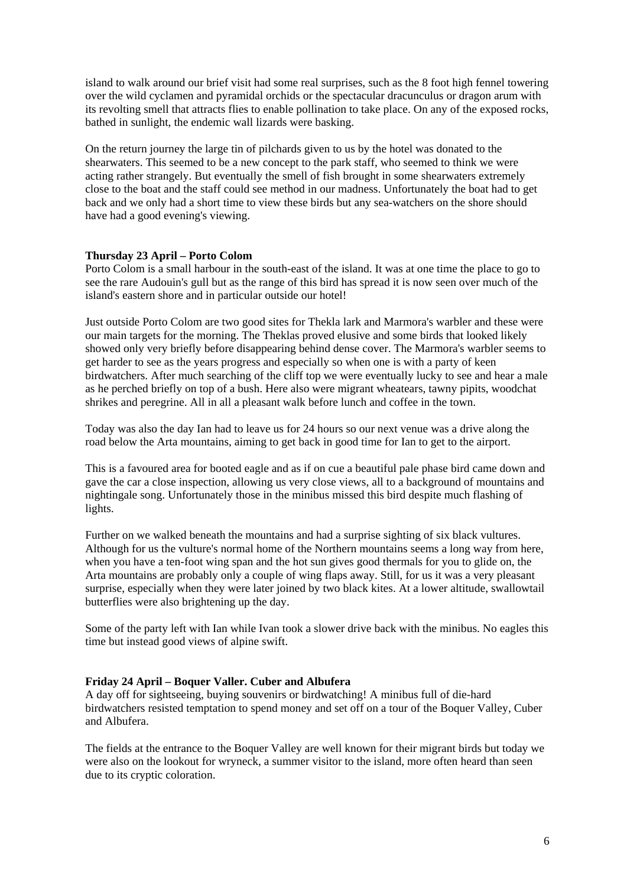island to walk around our brief visit had some real surprises, such as the 8 foot high fennel towering over the wild cyclamen and pyramidal orchids or the spectacular dracunculus or dragon arum with its revolting smell that attracts flies to enable pollination to take place. On any of the exposed rocks, bathed in sunlight, the endemic wall lizards were basking.

On the return journey the large tin of pilchards given to us by the hotel was donated to the shearwaters. This seemed to be a new concept to the park staff, who seemed to think we were acting rather strangely. But eventually the smell of fish brought in some shearwaters extremely close to the boat and the staff could see method in our madness. Unfortunately the boat had to get back and we only had a short time to view these birds but any sea-watchers on the shore should have had a good evening's viewing.

**Thursday 23 April – Porto Colom**

Porto Colom is a small harbour in the south-east of the island. It was at one time the place to go to see the rare Audouin's gull but as the range of this bird has spread it is now seen over much of the island's eastern shore and in particular outside our hotel!

Just outside Porto Colom are two good sites for Thekla lark and Marmora's warbler and these were our main targets for the morning. The Theklas proved elusive and some birds that looked likely showed only very briefly before disappearing behind dense cover. The Marmora's warbler seems to get harder to see as the years progress and especially so when one is with a party of keen birdwatchers. After much searching of the cliff top we were eventually lucky to see and hear a male as he perched briefly on top of a bush. Here also were migrant wheatears, tawny pipits, woodchat shrikes and peregrine. All in all a pleasant walk before lunch and coffee in the town.

Today was also the day Ian had to leave us for 24 hours so our next venue was a drive along the road below the Arta mountains, aiming to get back in good time for Ian to get to the airport.

This is a favoured area for booted eagle and as if on cue a beautiful pale phase bird came down and gave the car a close inspection, allowing us very close views, all to a background of mountains and nightingale song. Unfortunately those in the minibus missed this bird despite much flashing of lights.

Further on we walked beneath the mountains and had a surprise sighting of six black vultures. Although for us the vulture's normal home of the Northern mountains seems a long way from here, when you have a ten-foot wing span and the hot sun gives good thermals for you to glide on, the Arta mountains are probably only a couple of wing flaps away. Still, for us it was a very pleasant surprise, especially when they were later joined by two black kites. At a lower altitude, swallowtail butterflies were also brightening up the day.

Some of the party left with Ian while Ivan took a slower drive back with the minibus. No eagles this time but instead good views of alpine swift.

**Friday 24 April – Boquer Valler. Cuber and Albufera**

A day off for sightseeing, buying souvenirs or birdwatching! A minibus full of die-hard birdwatchers resisted temptation to spend money and set off on a tour of the Boquer Valley, Cuber and Albufera.

The fields at the entrance to the Boquer Valley are well known for their migrant birds but today we were also on the lookout for wryneck, a summer visitor to the island, more often heard than seen due to its cryptic coloration.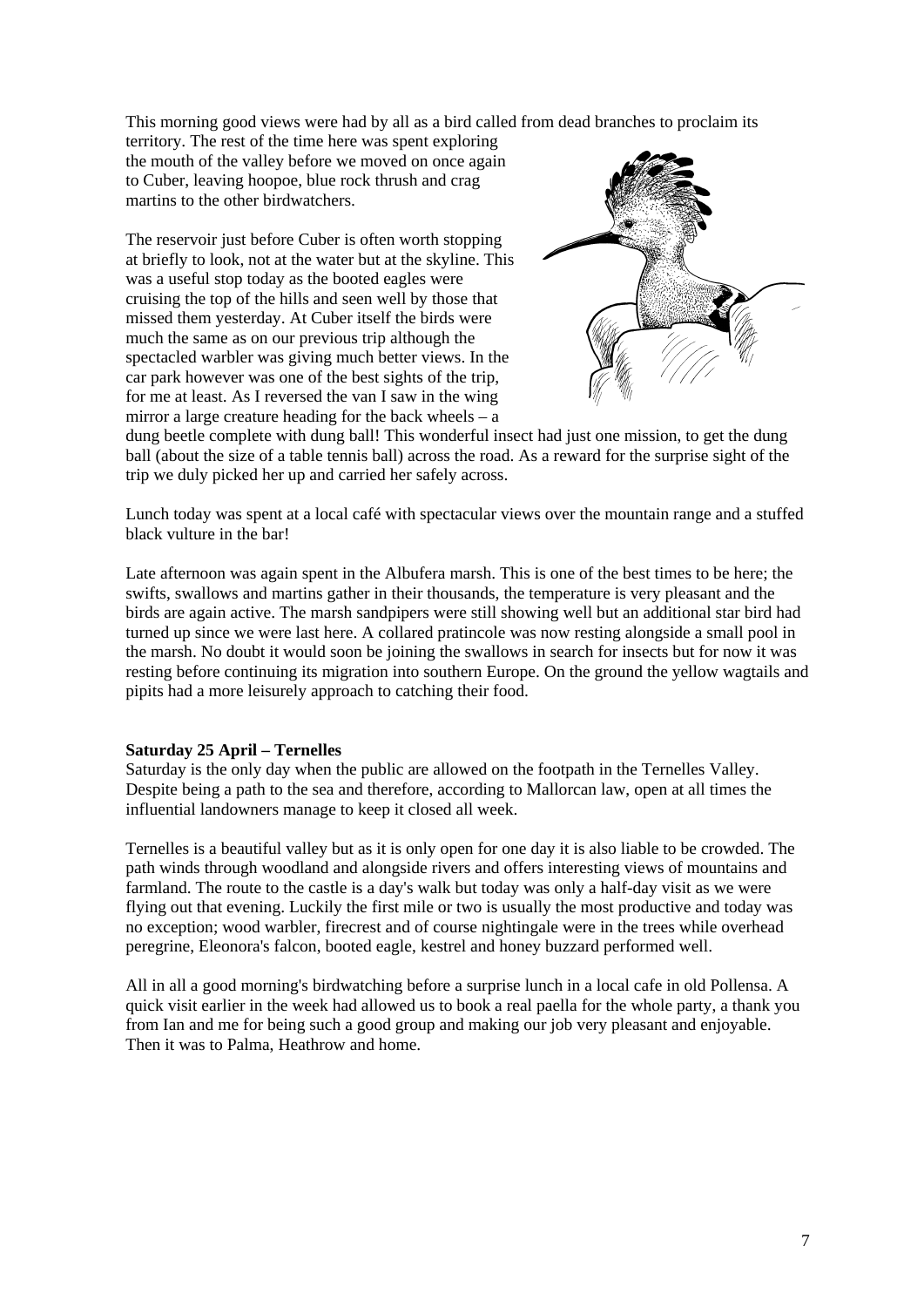This morning good views were had by all as a bird called from dead branches to proclaim its territory. The rest of the time here was spent exploring the mouth of the valley before we moved on once again to Cuber, leaving hoopoe, blue rock thrush and crag martins to the other birdwatchers.

The reservoir just before Cuber is often worth stopping at briefly to look, not at the water but at the skyline. This was a useful stop today as the booted eagles were cruising the top of the hills and seen well by those that missed them yesterday. At Cuber itself the birds were much the same as on our previous trip although the spectacled warbler was giving much better views. In the car park however was one of the best sights of the trip, for me at least. As I reversed the van I saw in the wing mirror a large creature heading for the back wheels – a dung beetle complete with dung ball! This wonderful insect had just one mission, to get the dung ball (about the size of a table tennis ball) across the road. As a reward for the surprise sight of the trip we duly picked her up and carried her safely across.

Lunch today was spent at a local café with spectacular views over the mountain range and a stuffed black vulture in the bar!

Late afternoon was again spent in the Albufera marsh. This is one of the best times to be here; the swifts, swallows and martins gather in their thousands, the temperature is very pleasant and the birds are again active. The marsh sandpipers were still showing well but an additional star bird had turned up since we were last here. A collared pratincole was now resting alongside a small pool in the marsh. No doubt it would soon be joining the swallows in search for insects but for now it was resting before continuing its migration into southern Europe. On the ground the yellow wagtails and pipits had a more leisurely approach to catching their food.

**Saturday 25 April – Ternelles**

Saturday is the only day when the public are allowed on the footpath in the Ternelles Valley. Despite being a path to the sea and therefore, according to Mallorcan law, open at all times the influential landowners manage to keep it closed all week.

Ternelles is a beautiful valley but as it is only open for one day it is also liable to be crowded. The path winds through woodland and alongside rivers and offers interesting views of mountains and farmland. The route to the castle is a day's walk but today was only a half-day visit as we were flying out that evening. Luckily the first mile or two is usually the most productive and today was no exception; wood warbler, firecrest and of course nightingale were in the trees while overhead peregrine, Eleonora's falcon, booted eagle, kestrel and honey buzzard performed well.

All in all a good morning's birdwatching before a surprise lunch in a local cafe in old Pollensa. A quick visit earlier in the week had allowed us to book a real paella for the whole party, a thank you from Ian and me for being such a good group and making our job very pleasant and enjoyable. Then it was to Palma, Heathrow and home.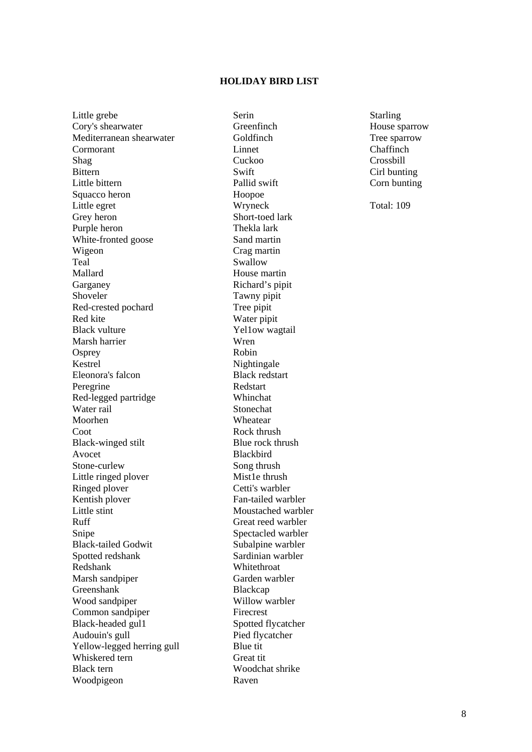**HOLIDAY BIRD LIST**

Little grebe
Cory's shearwater
Mediterranean shearwater
Cormorant
Shag
Bittern
Little bittern
Squacco heron
Little egret
Grey heron
Purple heron
White-fronted goose
Wigeon
Teal
Mallard
Garganey
Shoveler
Red-crested pochard
Red kite
Black vulture
Marsh harrier
Osprey
Kestrel
Eleonora's falcon
Peregrine
Red-legged partridge
Water rail
Moorhen
Coot
Black-winged stilt
Avocet
Stone-curlew
Little ringed plover
Ringed plover
Kentish plover
Little stint
Ruff
Snipe
Black-tailed Godwit
Spotted redshank
Redshank
Marsh sandpiper
Greenshank
Wood sandpiper
Common sandpiper
Black-headed gul1
Audouin's gull
Yellow-legged herring gull
Whiskered tern
Black tern
Woodpigeon
Serin
Greenfinch
Goldfinch
Linnet
Cuckoo
Swift
Pallid swift
Hoopoe
Wryneck
Short-toed lark
Thekla lark
Sand martin
Crag martin
Swallow
House martin
Richard’s pipit
Tawny pipit
Tree pipit
Water pipit
Yel1ow wagtail
Wren
Robin
Nightingale
Black redstart
Redstart
Whinchat
Stonechat
Wheatear
Rock thrush
Blue rock thrush
Blackbird
Song thrush
Mist1e thrush
Cetti's warbler
Fan-tailed warbler
Moustached warbler
Great reed warbler
Spectacled warbler
Subalpine warbler
Sardinian warbler
Whitethroat
Garden warbler
Blackcap
Willow warbler
Firecrest
Spotted flycatcher
Pied flycatcher
Blue tit
Great tit
Woodchat shrike
Raven
Starling
House sparrow
Tree sparrow
Chaffinch
Crossbill
Cirl bunting
Corn bunting

Total: 109